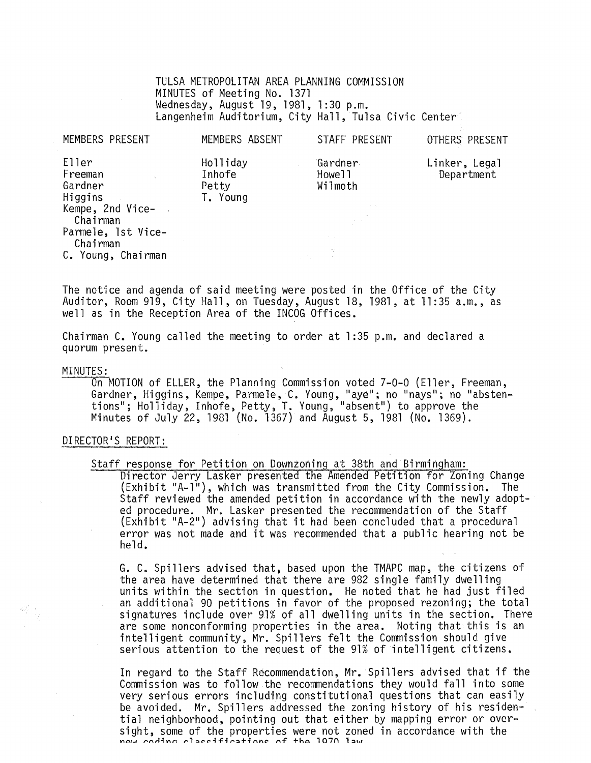TULSA METROPOLITAN AREA PLANNING COMMISSION
MINUTES of Meeting No. 1371
Wednesday, August 19, 1981, 1:30 p.m.
Langenheim Auditorium, City Hall, Tulsa Civic Center

| MEMBERS PRESENT | MEMBERS ABSENT | STAFF PRESENT | OTHERS PRESENT |
|---|---|---|---|
| Eller | Holliday | Gardner | Linker, Legal Department |
| Freeman | Inhofe | Howell | |
| Gardner | Petty | Wilmoth | |
| Higgins | T. Young | | |
| Kempe, 2nd Vice-Chairman | | | |
| Parmele, 1st Vice-Chairman | | | |
| C. Young, Chairman | | | |

The notice and agenda of said meeting were posted in the Office of the City Auditor, Room 919, City Hall, on Tuesday, August 18, 1981, at 11:35 a.m., as well as in the Reception Area of the INCOG Offices.

Chairman C. Young called the meeting to order at 1:35 p.m. and declared a quorum present.

MINUTES:

On MOTION of ELLER, the Planning Commission voted 7-0-0 (Eller, Freeman, Gardner, Higgins, Kempe, Parmele, C. Young, "aye"; no "nays"; no "abstentions"; Holliday, Inhofe, Petty, T. Young, "absent") to approve the Minutes of July 22, 1981 (No. 1367) and August 5, 1981 (No. 1369).

DIRECTOR'S REPORT:

Staff response for Petition on Downzoning at 38th and Birmingham:

Director Jerry Lasker presented the Amended Petition for Zoning Change (Exhibit "A-1"), which was transmitted from the City Commission. The Staff reviewed the amended petition in accordance with the newly adopted procedure. Mr. Lasker presented the recommendation of the Staff (Exhibit "A-2") advising that it had been concluded that a procedural error was not made and it was recommended that a public hearing not be held.

G. C. Spillers advised that, based upon the TMAPC map, the citizens of the area have determined that there are 982 single family dwelling units within the section in question. He noted that he had just filed an additional 90 petitions in favor of the proposed rezoning; the total signatures include over 91% of all dwelling units in the section. There are some nonconforming properties in the area. Noting that this is an intelligent community, Mr. Spillers felt the Commission should give serious attention to the request of the 91% of intelligent citizens.

In regard to the Staff Recommendation, Mr. Spillers advised that if the Commission was to follow the recommendations they would fall into some very serious errors including constitutional questions that can easily be avoided. Mr. Spillers addressed the zoning history of his residential neighborhood, pointing out that either by mapping error or oversight, some of the properties were not zoned in accordance with the new coding classifications of the 1970 law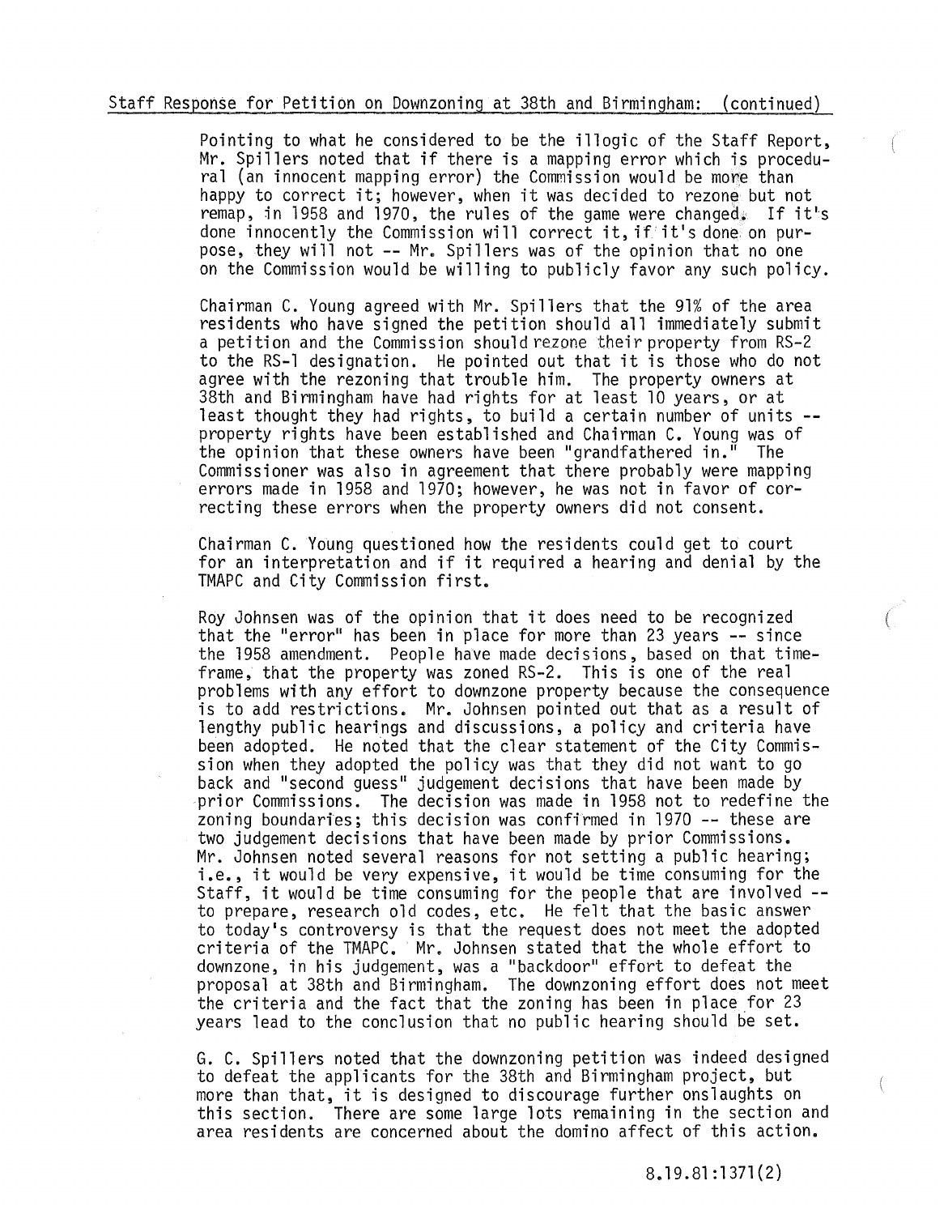Staff Response for Petition on Downzoning at 38th and Birmingham: (continued)

Pointing to what he considered to be the illogic of the Staff Report, Mr. Spillers noted that if there is a mapping error which is procedural (an innocent mapping error) the Commission would be more than happy to correct it; however, when it was decided to rezone but not remap, in 1958 and 1970, the rules of the game were changed. If it's done innocently the Commission will correct it, if it's done on purpose, they will not -- Mr. Spillers was of the opinion that no one on the Commission would be willing to publicly favor any such policy.

Chairman C. Young agreed with Mr. Spillers that the 91% of the area residents who have signed the petition should all immediately submit a petition and the Commission should rezone their property from RS-2 to the RS-1 designation. He pointed out that it is those who do not agree with the rezoning that trouble him. The property owners at 38th and Birmingham have had rights for at least 10 years, or at least thought they had rights, to build a certain number of units -- property rights have been established and Chairman C. Young was of the opinion that these owners have been "grandfathered in." The Commissioner was also in agreement that there probably were mapping errors made in 1958 and 1970; however, he was not in favor of correcting these errors when the property owners did not consent.

Chairman C. Young questioned how the residents could get to court for an interpretation and if it required a hearing and denial by the TMAPC and City Commission first.

Roy Johnsen was of the opinion that it does need to be recognized that the "error" has been in place for more than 23 years -- since the 1958 amendment. People have made decisions, based on that timeframe, that the property was zoned RS-2. This is one of the real problems with any effort to downzone property because the consequence is to add restrictions. Mr. Johnsen pointed out that as a result of lengthy public hearings and discussions, a policy and criteria have been adopted. He noted that the clear statement of the City Commission when they adopted the policy was that they did not want to go back and "second guess" judgement decisions that have been made by prior Commissions. The decision was made in 1958 not to redefine the zoning boundaries; this decision was confirmed in 1970 -- these are two judgement decisions that have been made by prior Commissions. Mr. Johnsen noted several reasons for not setting a public hearing; i.e., it would be very expensive, it would be time consuming for the Staff, it would be time consuming for the people that are involved -- to prepare, research old codes, etc. He felt that the basic answer to today's controversy is that the request does not meet the adopted criteria of the TMAPC. Mr. Johnsen stated that the whole effort to downzone, in his judgement, was a "backdoor" effort to defeat the proposal at 38th and Birmingham. The downzoning effort does not meet the criteria and the fact that the zoning has been in place for 23 years lead to the conclusion that no public hearing should be set.

G. C. Spillers noted that the downzoning petition was indeed designed to defeat the applicants for the 38th and Birmingham project, but more than that, it is designed to discourage further onslaughts on this section. There are some large lots remaining in the section and area residents are concerned about the domino affect of this action.

8.19.81:1371(2)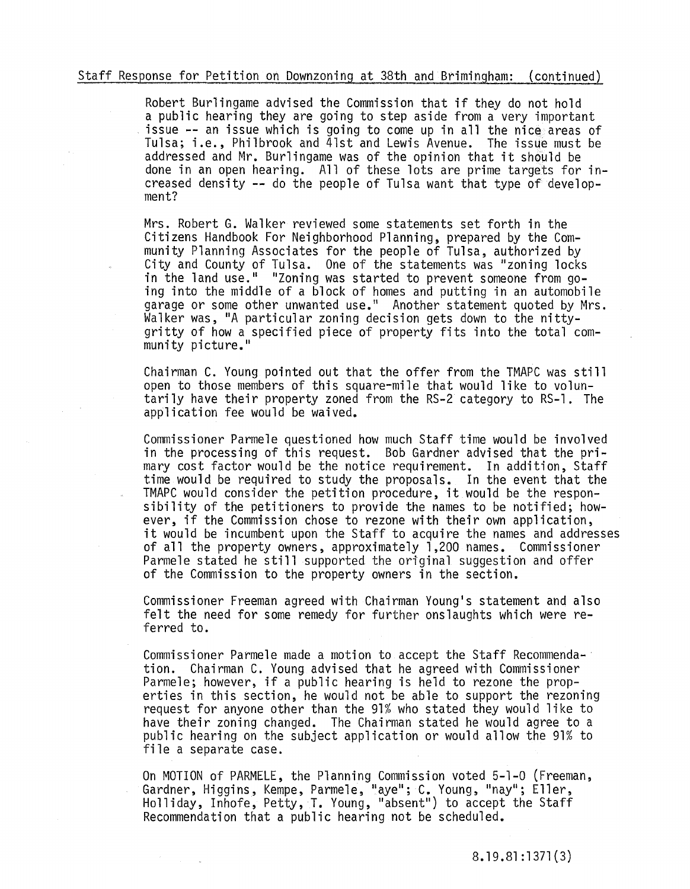Staff Response for Petition on Downzoning at 38th and Brimingham: (continued)

Robert Burlingame advised the Commission that if they do not hold a public hearing they are going to step aside from a very important issue -- an issue which is going to come up in all the nice areas of Tulsa; i.e., Philbrook and 41st and Lewis Avenue. The issue must be addressed and Mr. Burlingame was of the opinion that it should be done in an open hearing. All of these lots are prime targets for increased density -- do the people of Tulsa want that type of development?

Mrs. Robert G. Walker reviewed some statements set forth in the Citizens Handbook For Neighborhood Planning, prepared by the Community Planning Associates for the people of Tulsa, authorized by City and County of Tulsa. One of the statements was "zoning locks in the land use." "Zoning was started to prevent someone from going into the middle of a block of homes and putting in an automobile garage or some other unwanted use." Another statement quoted by Mrs. Walker was, "A particular zoning decision gets down to the nitty-gritty of how a specified piece of property fits into the total community picture."

Chairman C. Young pointed out that the offer from the TMAPC was still open to those members of this square-mile that would like to voluntarily have their property zoned from the RS-2 category to RS-1. The application fee would be waived.

Commissioner Parmele questioned how much Staff time would be involved in the processing of this request. Bob Gardner advised that the primary cost factor would be the notice requirement. In addition, Staff time would be required to study the proposals. In the event that the TMAPC would consider the petition procedure, it would be the responsibility of the petitioners to provide the names to be notified; however, if the Commission chose to rezone with their own application, it would be incumbent upon the Staff to acquire the names and addresses of all the property owners, approximately 1,200 names. Commissioner Parmele stated he still supported the original suggestion and offer of the Commission to the property owners in the section.

Commissioner Freeman agreed with Chairman Young's statement and also felt the need for some remedy for further onslaughts which were referred to.

Commissioner Parmele made a motion to accept the Staff Recommendation. Chairman C. Young advised that he agreed with Commissioner Parmele; however, if a public hearing is held to rezone the properties in this section, he would not be able to support the rezoning request for anyone other than the 91% who stated they would like to have their zoning changed. The Chairman stated he would agree to a public hearing on the subject application or would allow the 91% to file a separate case.

On MOTION of PARMELE, the Planning Commission voted 5-1-0 (Freeman, Gardner, Higgins, Kempe, Parmele, "aye"; C. Young, "nay"; Eller, Holliday, Inhofe, Petty, T. Young, "absent") to accept the Staff Recommendation that a public hearing not be scheduled.

8.19.81:1371(3)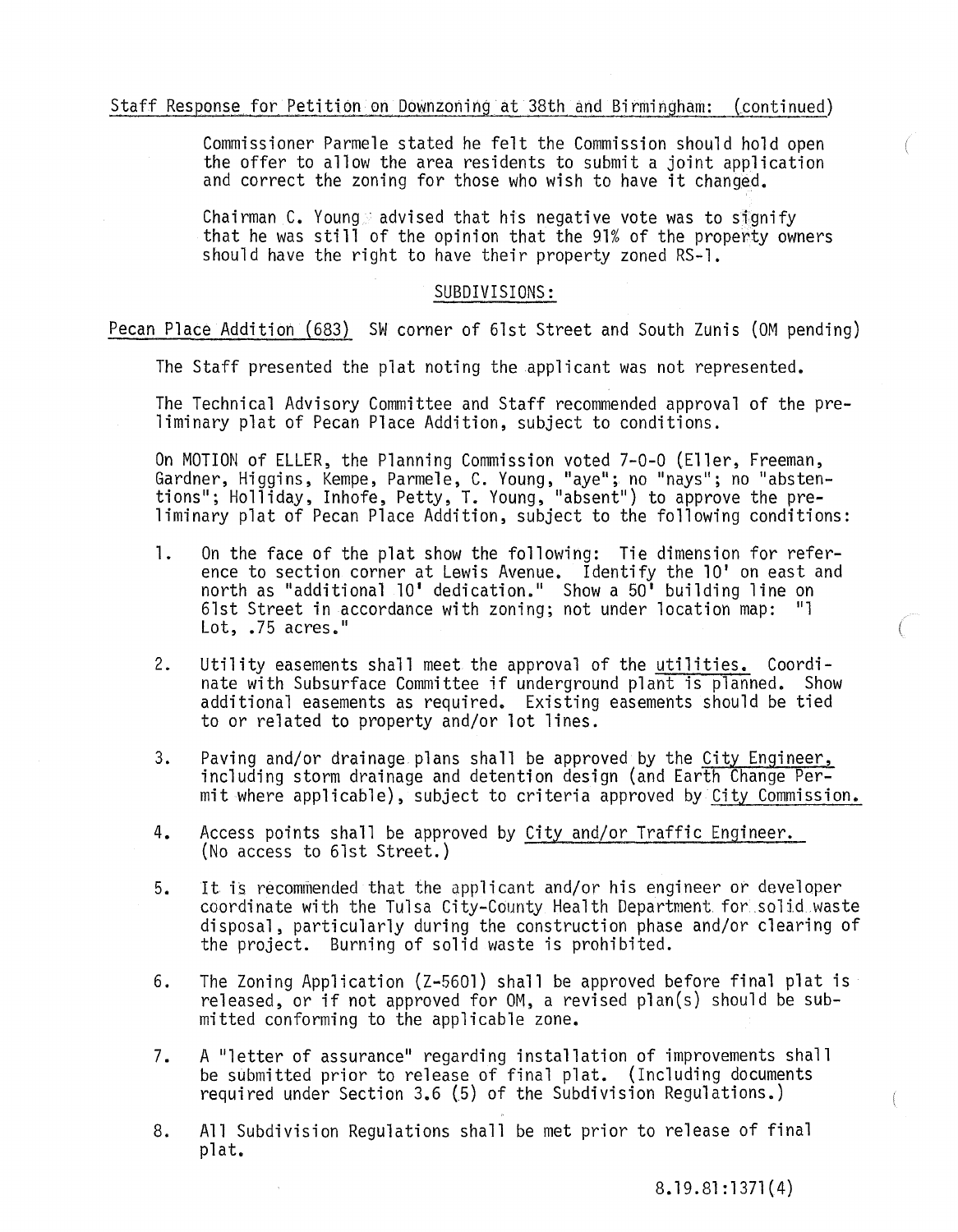Staff Response for Petition on Downzoning at 38th and Birmingham: (continued)

Commissioner Parmele stated he felt the Commission should hold open the offer to allow the area residents to submit a joint application and correct the zoning for those who wish to have it changed.

Chairman C. Young advised that his negative vote was to signify that he was still of the opinion that the 91% of the property owners should have the right to have their property zoned RS-1.

## SUBDIVISIONS:

Pecan Place Addition (683) SW corner of 61st Street and South Zunis (OM pending)

The Staff presented the plat noting the applicant was not represented.

The Technical Advisory Committee and Staff recommended approval of the preliminary plat of Pecan Place Addition, subject to conditions.

On MOTION of ELLER, the Planning Commission voted 7-0-0 (Eller, Freeman, Gardner, Higgins, Kempe, Parmele, C. Young, "aye"; no "nays"; no "abstentions"; Holliday, Inhofe, Petty, T. Young, "absent") to approve the preliminary plat of Pecan Place Addition, subject to the following conditions:

1. On the face of the plat show the following: Tie dimension for reference to section corner at Lewis Avenue. Identify the 10' on east and north as "additional 10' dedication." Show a 50' building line on 61st Street in accordance with zoning; not under location map: "1 Lot, .75 acres."
2. Utility easements shall meet the approval of the utilities. Coordinate with Subsurface Committee if underground plant is planned. Show additional easements as required. Existing easements should be tied to or related to property and/or lot lines.
3. Paving and/or drainage plans shall be approved by the City Engineer, including storm drainage and detention design (and Earth Change Permit where applicable), subject to criteria approved by City Commission.
4. Access points shall be approved by City and/or Traffic Engineer. (No access to 61st Street.)
5. It is recommended that the applicant and/or his engineer or developer coordinate with the Tulsa City-County Health Department for solid waste disposal, particularly during the construction phase and/or clearing of the project. Burning of solid waste is prohibited.
6. The Zoning Application (Z-5601) shall be approved before final plat is released, or if not approved for OM, a revised plan(s) should be submitted conforming to the applicable zone.
7. A "letter of assurance" regarding installation of improvements shall be submitted prior to release of final plat. (Including documents required under Section 3.6 (5) of the Subdivision Regulations.)
8. All Subdivision Regulations shall be met prior to release of final plat.

8.19.81:1371(4)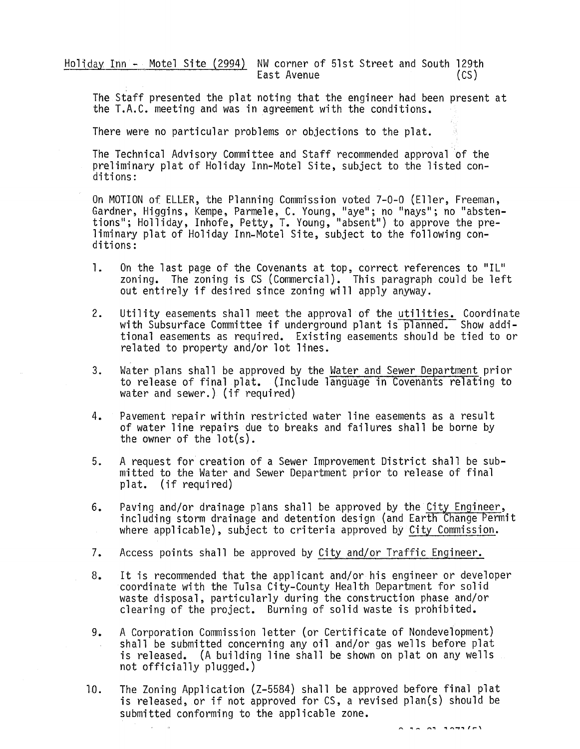Holiday Inn - Motel Site (2994) NW corner of 51st Street and South 129th East Avenue (CS)

The Staff presented the plat noting that the engineer had been present at the T.A.C. meeting and was in agreement with the conditions.

There were no particular problems or objections to the plat.

The Technical Advisory Committee and Staff recommended approval of the preliminary plat of Holiday Inn-Motel Site, subject to the listed conditions:

On MOTION of ELLER, the Planning Commission voted 7-0-0 (Eller, Freeman, Gardner, Higgins, Kempe, Parmele, C. Young, "aye"; no "nays"; no "abstentions"; Holliday, Inhofe, Petty, T. Young, "absent") to approve the preliminary plat of Holiday Inn-Motel Site, subject to the following conditions:

1. On the last page of the Covenants at top, correct references to "IL" zoning. The zoning is CS (Commercial). This paragraph could be left out entirely if desired since zoning will apply anyway.

2. Utility easements shall meet the approval of the <u>utilities.</u> Coordinate with Subsurface Committee if underground plant is <u>planned.</u> Show additional easements as required. Existing easements should be tied to or related to property and/or lot lines.

3. Water plans shall be approved by the <u>Water and Sewer Department</u> prior to release of final plat. (Include <u>language in Covenants relating</u> to water and sewer.) (if required)

4. Pavement repair within restricted water line easements as a result of water line repairs due to breaks and failures shall be borne by the owner of the lot(s).

5. A request for creation of a Sewer Improvement District shall be submitted to the Water and Sewer Department prior to release of final plat. (if required)

6. Paving and/or drainage plans shall be approved by the <u>City Engineer</u>, including storm drainage and detention design (and <u>Earth Change Permit</u> where applicable), subject to criteria approved by <u>City Commission</u>.

7. Access points shall be approved by <u>City and/or Traffic Engineer.</u>

8. It is recommended that the applicant and/or his engineer or developer coordinate with the Tulsa City-County Health Department for solid waste disposal, particularly during the construction phase and/or clearing of the project. Burning of solid waste is prohibited.

9. A Corporation Commission letter (or Certificate of Nondevelopment) shall be submitted concerning any oil and/or gas wells before plat is released. (A building line shall be shown on plat on any wells not officially plugged.)

10. The Zoning Application (Z-5584) shall be approved before final plat is released, or if not approved for CS, a revised plan(s) should be submitted conforming to the applicable zone.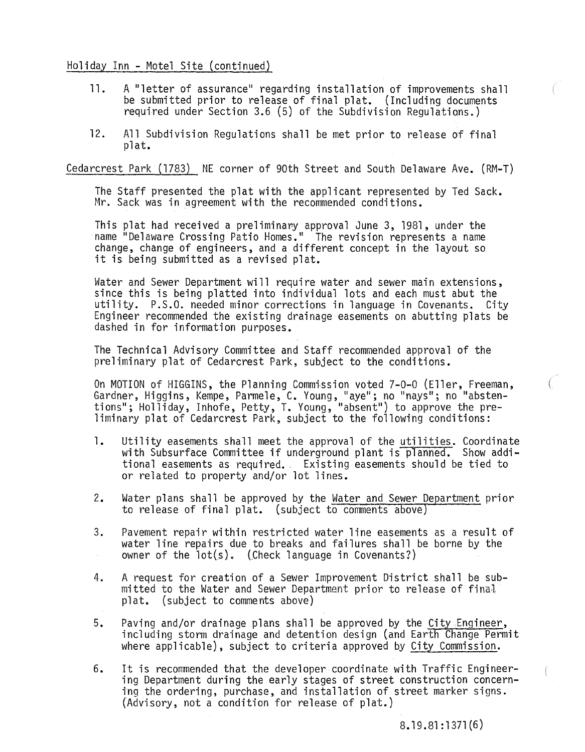Holiday Inn - Motel Site (continued)

11. A "letter of assurance" regarding installation of improvements shall be submitted prior to release of final plat. (Including documents required under Section 3.6 (5) of the Subdivision Regulations.)

12. All Subdivision Regulations shall be met prior to release of final plat.

Cedarcrest Park (1783) NE corner of 90th Street and South Delaware Ave. (RM-T)

The Staff presented the plat with the applicant represented by Ted Sack. Mr. Sack was in agreement with the recommended conditions.

This plat had received a preliminary approval June 3, 1981, under the name "Delaware Crossing Patio Homes." The revision represents a name change, change of engineers, and a different concept in the layout so it is being submitted as a revised plat.

Water and Sewer Department will require water and sewer main extensions, since this is being platted into individual lots and each must abut the utility. P.S.O. needed minor corrections in language in Covenants. City Engineer recommended the existing drainage easements on abutting plats be dashed in for information purposes.

The Technical Advisory Committee and Staff recommended approval of the preliminary plat of Cedarcrest Park, subject to the conditions.

On MOTION of HIGGINS, the Planning Commission voted 7-0-0 (Eller, Freeman, Gardner, Higgins, Kempe, Parmele, C. Young, "aye"; no "nays"; no "abstentions"; Holliday, Inhofe, Petty, T. Young, "absent") to approve the preliminary plat of Cedarcrest Park, subject to the following conditions:

1. Utility easements shall meet the approval of the utilities. Coordinate with Subsurface Committee if underground plant is planned. Show additional easements as required. Existing easements should be tied to or related to property and/or lot lines.

2. Water plans shall be approved by the Water and Sewer Department prior to release of final plat. (subject to comments above)

3. Pavement repair within restricted water line easements as a result of water line repairs due to breaks and failures shall be borne by the owner of the lot(s). (Check language in Covenants?)

4. A request for creation of a Sewer Improvement District shall be submitted to the Water and Sewer Department prior to release of final plat. (subject to comments above)

5. Paving and/or drainage plans shall be approved by the City Engineer, including storm drainage and detention design (and Earth Change Permit where applicable), subject to criteria approved by City Commission.

6. It is recommended that the developer coordinate with Traffic Engineering Department during the early stages of street construction concerning the ordering, purchase, and installation of street marker signs. (Advisory, not a condition for release of plat.)

8.19.81:1371(6)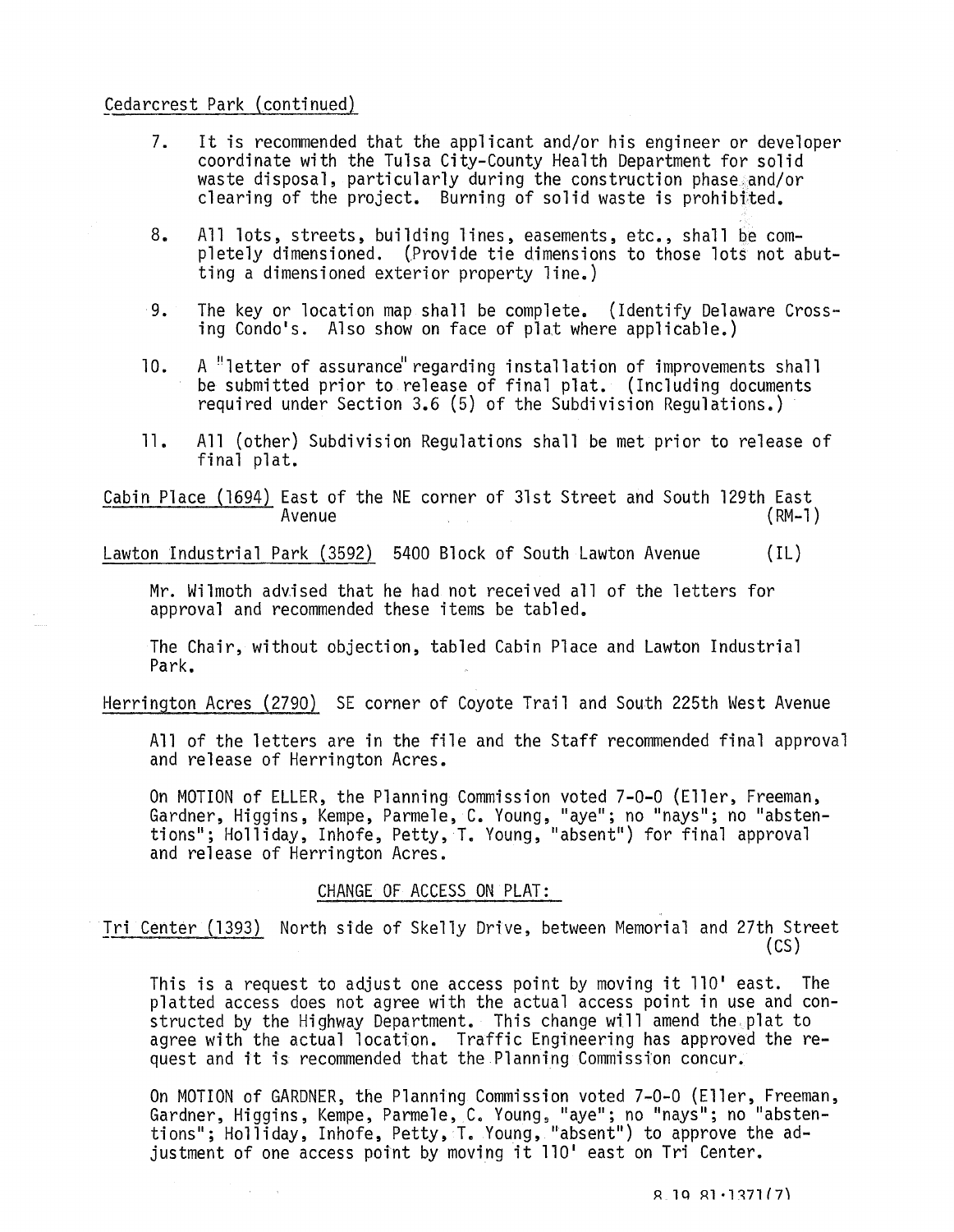Cedarcrest Park (continued)

7. It is recommended that the applicant and/or his engineer or developer coordinate with the Tulsa City-County Health Department for solid waste disposal, particularly during the construction phase and/or clearing of the project. Burning of solid waste is prohibited.

8. All lots, streets, building lines, easements, etc., shall be completely dimensioned. (Provide tie dimensions to those lots not abutting a dimensioned exterior property line.)

9. The key or location map shall be complete. (Identify Delaware Crossing Condo's. Also show on face of plat where applicable.)

10. A "letter of assurance" regarding installation of improvements shall be submitted prior to release of final plat. (Including documents required under Section 3.6 (5) of the Subdivision Regulations.)

11. All (other) Subdivision Regulations shall be met prior to release of final plat.

Cabin Place (1694) East of the NE corner of 31st Street and South 129th East Avenue (RM-1)

Lawton Industrial Park (3592) 5400 Block of South Lawton Avenue (IL)

Mr. Wilmoth advised that he had not received all of the letters for approval and recommended these items be tabled.

The Chair, without objection, tabled Cabin Place and Lawton Industrial Park.

Herrington Acres (2790) SE corner of Coyote Trail and South 225th West Avenue

All of the letters are in the file and the Staff recommended final approval and release of Herrington Acres.

On MOTION of ELLER, the Planning Commission voted 7-0-0 (Eller, Freeman, Gardner, Higgins, Kempe, Parmele, C. Young, "aye"; no "nays"; no "abstentions"; Holliday, Inhofe, Petty, T. Young, "absent") for final approval and release of Herrington Acres.

## CHANGE OF ACCESS ON PLAT:

Tri Center (1393) North side of Skelly Drive, between Memorial and 27th Street (CS)

This is a request to adjust one access point by moving it 110' east. The platted access does not agree with the actual access point in use and constructed by the Highway Department. This change will amend the plat to agree with the actual location. Traffic Engineering has approved the request and it is recommended that the Planning Commission concur.

On MOTION of GARDNER, the Planning Commission voted 7-0-0 (Eller, Freeman, Gardner, Higgins, Kempe, Parmele, C. Young, "aye"; no "nays"; no "abstentions"; Holliday, Inhofe, Petty, T. Young, "absent") to approve the adjustment of one access point by moving it 110' east on Tri Center.

8.19.81:1371(7)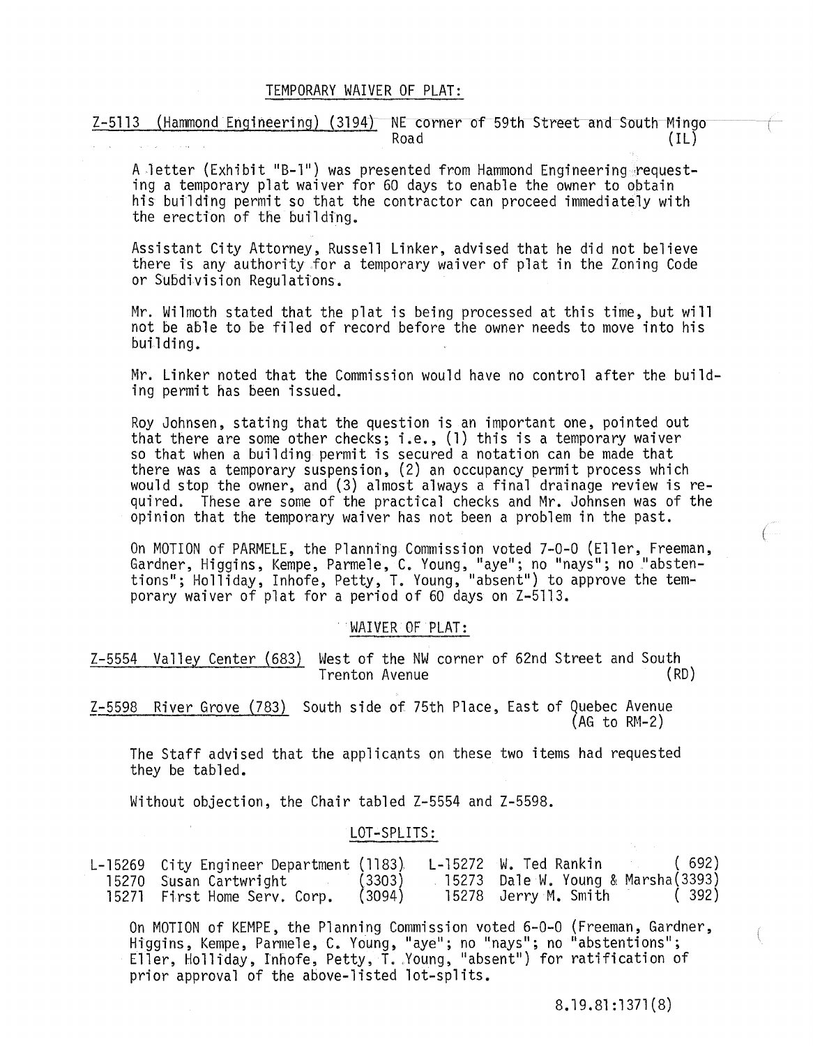## TEMPORARY WAIVER OF PLAT:

Z-5113 (Hammond Engineering) (3194) NE corner of 59th Street and South Mingo Road (IL)

A letter (Exhibit "B-1") was presented from Hammond Engineering requesting a temporary plat waiver for 60 days to enable the owner to obtain his building permit so that the contractor can proceed immediately with the erection of the building.

Assistant City Attorney, Russell Linker, advised that he did not believe there is any authority for a temporary waiver of plat in the Zoning Code or Subdivision Regulations.

Mr. Wilmoth stated that the plat is being processed at this time, but will not be able to be filed of record before the owner needs to move into his building.

Mr. Linker noted that the Commission would have no control after the building permit has been issued.

Roy Johnsen, stating that the question is an important one, pointed out that there are some other checks; i.e., (1) this is a temporary waiver so that when a building permit is secured a notation can be made that there was a temporary suspension, (2) an occupancy permit process which would stop the owner, and (3) almost always a final drainage review is required. These are some of the practical checks and Mr. Johnsen was of the opinion that the temporary waiver has not been a problem in the past.

On MOTION of PARMELE, the Planning Commission voted 7-0-0 (Eller, Freeman, Gardner, Higgins, Kempe, Parmele, C. Young, "aye"; no "nays"; no "abstentions"; Holliday, Inhofe, Petty, T. Young, "absent") to approve the temporary waiver of plat for a period of 60 days on Z-5113.

## WAIVER OF PLAT:

Z-5554 Valley Center (683) West of the NW corner of 62nd Street and South Trenton Avenue (RD)

Z-5598 River Grove (783) South side of 75th Place, East of Quebec Avenue (AG to RM-2)

The Staff advised that the applicants on these two items had requested they be tabled.

Without objection, the Chair tabled Z-5554 and Z-5598.

## LOT-SPLITS:

| | | | | | |
|---|---|---|---|---|---|
| L-15269 | City Engineer Department | (1183) | L-15272 | W. Ted Rankin | ( 692) |
| 15270 | Susan Cartwright | (3303) | 15273 | Dale W. Young & Marsha | (3393) |
| 15271 | First Home Serv. Corp. | (3094) | 15278 | Jerry M. Smith | ( 392) |

On MOTION of KEMPE, the Planning Commission voted 6-0-0 (Freeman, Gardner, Higgins, Kempe, Parmele, C. Young, "aye"; no "nays"; no "abstentions"; Eller, Holliday, Inhofe, Petty, T. Young, "absent") for ratification of prior approval of the above-listed lot-splits.

8.19.81:1371(8)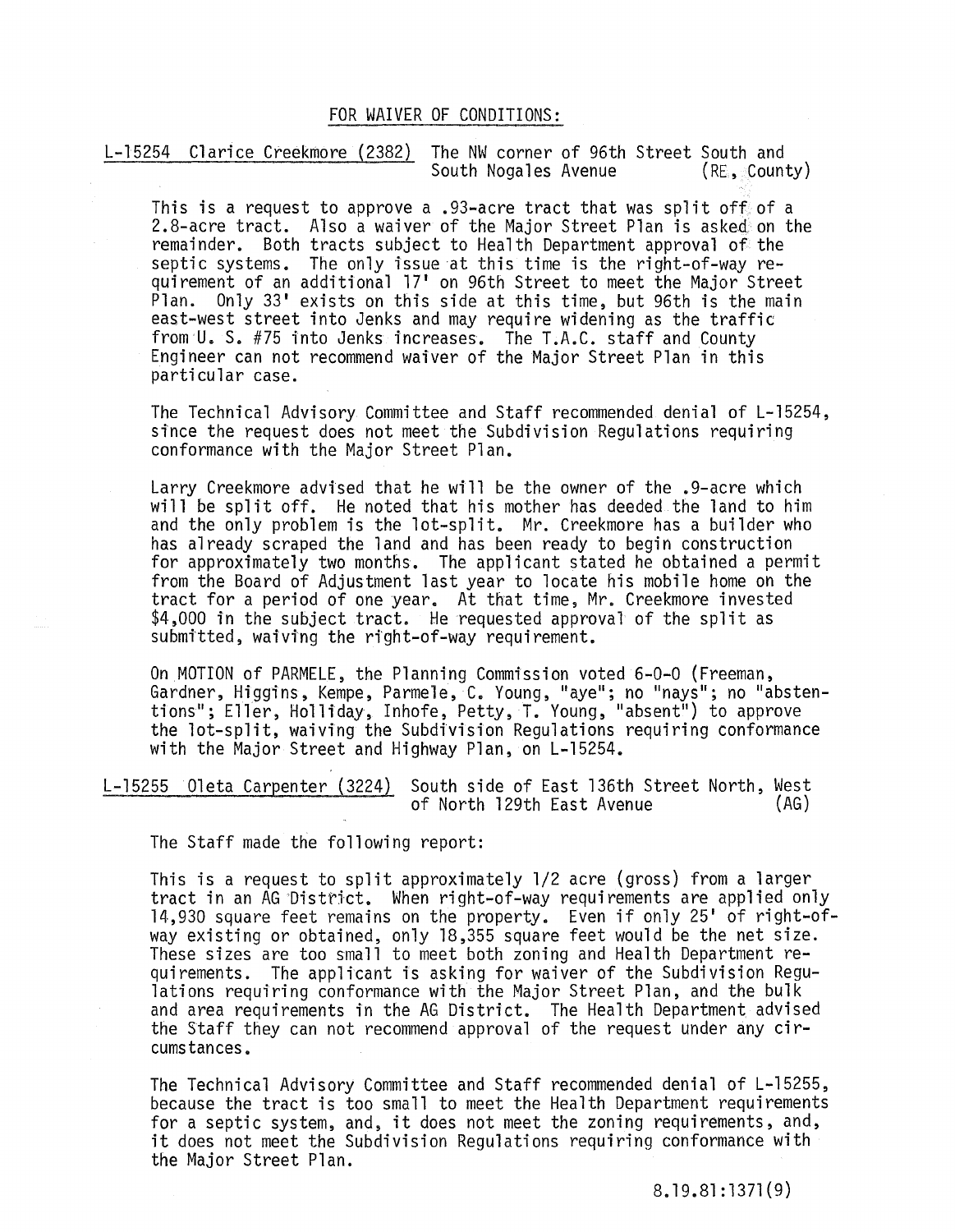## FOR WAIVER OF CONDITIONS:

**L-15254 Clarice Creekmore (2382)** The NW corner of 96th Street South and South Nogales Avenue (RE, County)

This is a request to approve a .93-acre tract that was split off of a 2.8-acre tract. Also a waiver of the Major Street Plan is asked on the remainder. Both tracts subject to Health Department approval of the septic systems. The only issue at this time is the right-of-way requirement of an additional 17' on 96th Street to meet the Major Street Plan. Only 33' exists on this side at this time, but 96th is the main east-west street into Jenks and may require widening as the traffic from U. S. #75 into Jenks increases. The T.A.C. staff and County Engineer can not recommend waiver of the Major Street Plan in this particular case.

The Technical Advisory Committee and Staff recommended denial of L-15254, since the request does not meet the Subdivision Regulations requiring conformance with the Major Street Plan.

Larry Creekmore advised that he will be the owner of the .9-acre which will be split off. He noted that his mother has deeded the land to him and the only problem is the lot-split. Mr. Creekmore has a builder who has already scraped the land and has been ready to begin construction for approximately two months. The applicant stated he obtained a permit from the Board of Adjustment last year to locate his mobile home on the tract for a period of one year. At that time, Mr. Creekmore invested $4,000 in the subject tract. He requested approval of the split as submitted, waiving the right-of-way requirement.

On MOTION of PARMELE, the Planning Commission voted 6-0-0 (Freeman, Gardner, Higgins, Kempe, Parmele, C. Young, "aye"; no "nays"; no "abstentions"; Eller, Holliday, Inhofe, Petty, T. Young, "absent") to approve the lot-split, waiving the Subdivision Regulations requiring conformance with the Major Street and Highway Plan, on L-15254.

**L-15255 Oleta Carpenter (3224)** South side of East 136th Street North, West of North 129th East Avenue (AG)

The Staff made the following report:

This is a request to split approximately 1/2 acre (gross) from a larger tract in an AG District. When right-of-way requirements are applied only 14,930 square feet remains on the property. Even if only 25' of right-of-way existing or obtained, only 18,355 square feet would be the net size. These sizes are too small to meet both zoning and Health Department requirements. The applicant is asking for waiver of the Subdivision Regulations requiring conformance with the Major Street Plan, and the bulk and area requirements in the AG District. The Health Department advised the Staff they can not recommend approval of the request under any circumstances.

The Technical Advisory Committee and Staff recommended denial of L-15255, because the tract is too small to meet the Health Department requirements for a septic system, and, it does not meet the zoning requirements, and, it does not meet the Subdivision Regulations requiring conformance with the Major Street Plan.

8.19.81:1371(9)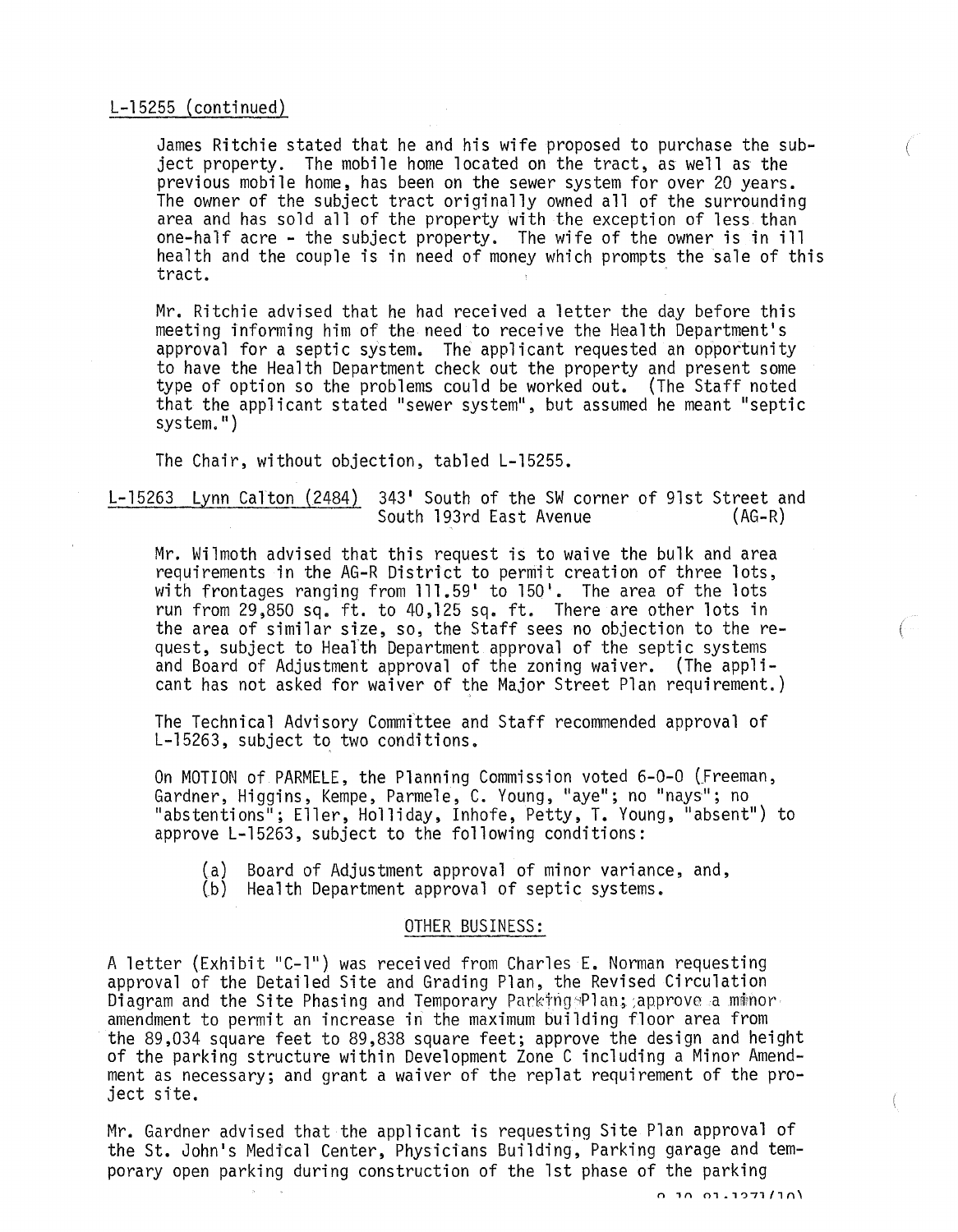L-15255 (continued)

James Ritchie stated that he and his wife proposed to purchase the subject property. The mobile home located on the tract, as well as the previous mobile home, has been on the sewer system for over 20 years. The owner of the subject tract originally owned all of the surrounding area and has sold all of the property with the exception of less than one-half acre - the subject property. The wife of the owner is in ill health and the couple is in need of money which prompts the sale of this tract.

Mr. Ritchie advised that he had received a letter the day before this meeting informing him of the need to receive the Health Department's approval for a septic system. The applicant requested an opportunity to have the Health Department check out the property and present some type of option so the problems could be worked out. (The Staff noted that the applicant stated "sewer system", but assumed he meant "septic system.")

The Chair, without objection, tabled L-15255.

L-15263 Lynn Calton (2484) 343' South of the SW corner of 91st Street and South 193rd East Avenue (AG-R)

Mr. Wilmoth advised that this request is to waive the bulk and area requirements in the AG-R District to permit creation of three lots, with frontages ranging from 111.59' to 150'. The area of the lots run from 29,850 sq. ft. to 40,125 sq. ft. There are other lots in the area of similar size, so, the Staff sees no objection to the request, subject to Health Department approval of the septic systems and Board of Adjustment approval of the zoning waiver. (The applicant has not asked for waiver of the Major Street Plan requirement.)

The Technical Advisory Committee and Staff recommended approval of L-15263, subject to two conditions.

On MOTION of PARMELE, the Planning Commission voted 6-0-0 (Freeman, Gardner, Higgins, Kempe, Parmele, C. Young, "aye"; no "nays"; no "abstentions"; Eller, Holliday, Inhofe, Petty, T. Young, "absent") to approve L-15263, subject to the following conditions:

(a) Board of Adjustment approval of minor variance, and,
(b) Health Department approval of septic systems.

## OTHER BUSINESS:

A letter (Exhibit "C-1") was received from Charles E. Norman requesting approval of the Detailed Site and Grading Plan, the Revised Circulation Diagram and the Site Phasing and Temporary Parking Plan; approve a minor amendment to permit an increase in the maximum building floor area from the 89,034 square feet to 89,838 square feet; approve the design and height of the parking structure within Development Zone C including a Minor Amendment as necessary; and grant a waiver of the replat requirement of the project site.

Mr. Gardner advised that the applicant is requesting Site Plan approval of the St. John's Medical Center, Physicians Building, Parking garage and temporary open parking during construction of the 1st phase of the parking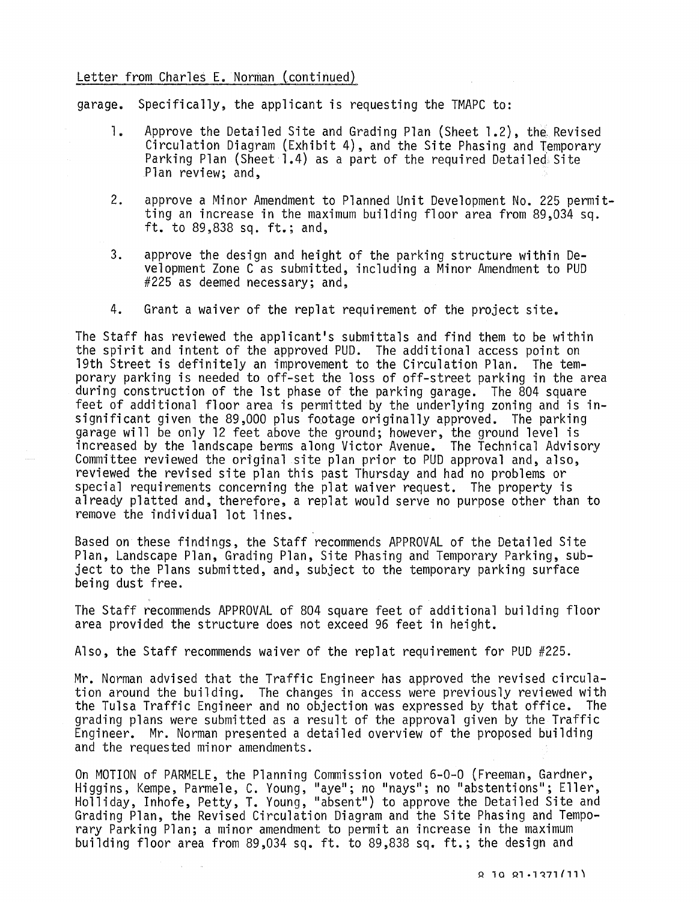Letter from Charles E. Norman (continued)

garage. Specifically, the applicant is requesting the TMAPC to:

1. Approve the Detailed Site and Grading Plan (Sheet 1.2), the Revised Circulation Diagram (Exhibit 4), and the Site Phasing and Temporary Parking Plan (Sheet 1.4) as a part of the required Detailed Site Plan review; and,

2. approve a Minor Amendment to Planned Unit Development No. 225 permitting an increase in the maximum building floor area from 89,034 sq. ft. to 89,838 sq. ft.; and,

3. approve the design and height of the parking structure within Development Zone C as submitted, including a Minor Amendment to PUD #225 as deemed necessary; and,

4. Grant a waiver of the replat requirement of the project site.

The Staff has reviewed the applicant's submittals and find them to be within the spirit and intent of the approved PUD. The additional access point on 19th Street is definitely an improvement to the Circulation Plan. The temporary parking is needed to off-set the loss of off-street parking in the area during construction of the 1st phase of the parking garage. The 804 square feet of additional floor area is permitted by the underlying zoning and is insignificant given the 89,000 plus footage originally approved. The parking garage will be only 12 feet above the ground; however, the ground level is increased by the landscape berms along Victor Avenue. The Technical Advisory Committee reviewed the original site plan prior to PUD approval and, also, reviewed the revised site plan this past Thursday and had no problems or special requirements concerning the plat waiver request. The property is already platted and, therefore, a replat would serve no purpose other than to remove the individual lot lines.

Based on these findings, the Staff recommends APPROVAL of the Detailed Site Plan, Landscape Plan, Grading Plan, Site Phasing and Temporary Parking, subject to the Plans submitted, and, subject to the temporary parking surface being dust free.

The Staff recommends APPROVAL of 804 square feet of additional building floor area provided the structure does not exceed 96 feet in height.

Also, the Staff recommends waiver of the replat requirement for PUD #225.

Mr. Norman advised that the Traffic Engineer has approved the revised circulation around the building. The changes in access were previously reviewed with the Tulsa Traffic Engineer and no objection was expressed by that office. The grading plans were submitted as a result of the approval given by the Traffic Engineer. Mr. Norman presented a detailed overview of the proposed building and the requested minor amendments.

On MOTION of PARMELE, the Planning Commission voted 6-0-0 (Freeman, Gardner, Higgins, Kempe, Parmele, C. Young, "aye"; no "nays"; no "abstentions"; Eller, Holliday, Inhofe, Petty, T. Young, "absent") to approve the Detailed Site and Grading Plan, the Revised Circulation Diagram and the Site Phasing and Temporary Parking Plan; a minor amendment to permit an increase in the maximum building floor area from 89,034 sq. ft. to 89,838 sq. ft.; the design and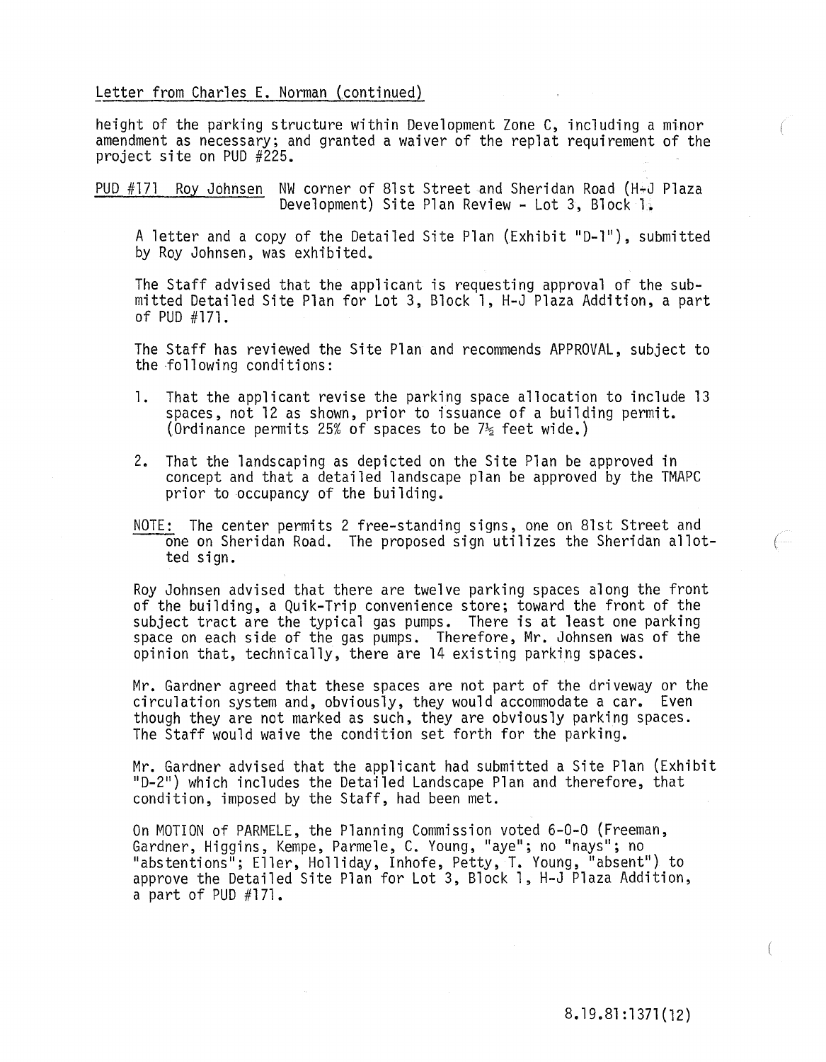Letter from Charles E. Norman (continued)

height of the parking structure within Development Zone C, including a minor amendment as necessary; and granted a waiver of the replat requirement of the project site on PUD #225.

PUD #171 Roy Johnsen NW corner of 81st Street and Sheridan Road (H-J Plaza Development) Site Plan Review - Lot 3, Block 1.

A letter and a copy of the Detailed Site Plan (Exhibit "D-1"), submitted by Roy Johnsen, was exhibited.

The Staff advised that the applicant is requesting approval of the submitted Detailed Site Plan for Lot 3, Block 1, H-J Plaza Addition, a part of PUD #171.

The Staff has reviewed the Site Plan and recommends APPROVAL, subject to the following conditions:

1. That the applicant revise the parking space allocation to include 13 spaces, not 12 as shown, prior to issuance of a building permit. (Ordinance permits 25% of spaces to be 7½ feet wide.)

2. That the landscaping as depicted on the Site Plan be approved in concept and that a detailed landscape plan be approved by the TMAPC prior to occupancy of the building.

NOTE: The center permits 2 free-standing signs, one on 81st Street and one on Sheridan Road. The proposed sign utilizes the Sheridan allotted sign.

Roy Johnsen advised that there are twelve parking spaces along the front of the building, a Quik-Trip convenience store; toward the front of the subject tract are the typical gas pumps. There is at least one parking space on each side of the gas pumps. Therefore, Mr. Johnsen was of the opinion that, technically, there are 14 existing parking spaces.

Mr. Gardner agreed that these spaces are not part of the driveway or the circulation system and, obviously, they would accommodate a car. Even though they are not marked as such, they are obviously parking spaces. The Staff would waive the condition set forth for the parking.

Mr. Gardner advised that the applicant had submitted a Site Plan (Exhibit "D-2") which includes the Detailed Landscape Plan and therefore, that condition, imposed by the Staff, had been met.

On MOTION of PARMELE, the Planning Commission voted 6-0-0 (Freeman, Gardner, Higgins, Kempe, Parmele, C. Young, "aye"; no "nays"; no "abstentions"; Eller, Holliday, Inhofe, Petty, T. Young, "absent") to approve the Detailed Site Plan for Lot 3, Block 1, H-J Plaza Addition, a part of PUD #171.

8.19.81:1371(12)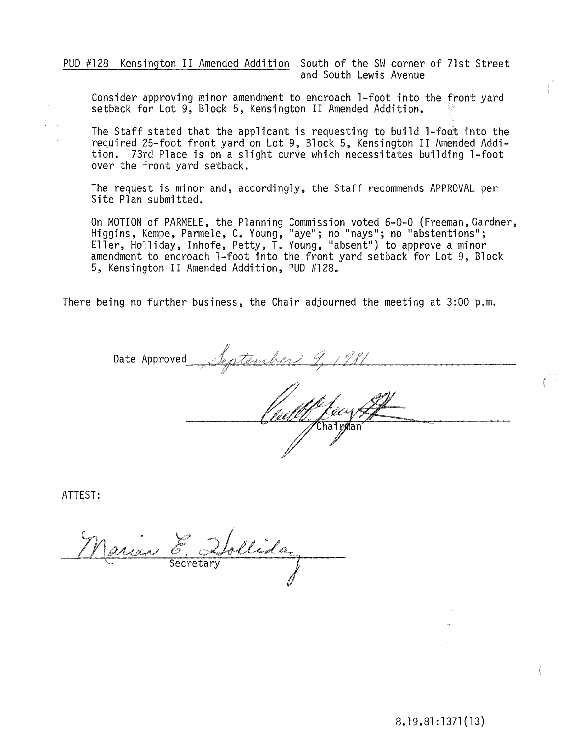PUD #128 Kensington II Amended Addition South of the SW corner of 71st Street and South Lewis Avenue

Consider approving minor amendment to encroach 1-foot into the front yard setback for Lot 9, Block 5, Kensington II Amended Addition.

The Staff stated that the applicant is requesting to build 1-foot into the required 25-foot front yard on Lot 9, Block 5, Kensington II Amended Addition. 73rd Place is on a slight curve which necessitates building 1-foot over the front yard setback.

The request is minor and, accordingly, the Staff recommends APPROVAL per Site Plan submitted.

On MOTION of PARMELE, the Planning Commission voted 6-0-0 (Freeman, Gardner, Higgins, Kempe, Parmele, C. Young, "aye"; no "nays"; no "abstentions"; Eller, Holliday, Inhofe, Petty, T. Young, "absent") to approve a minor amendment to encroach 1-foot into the front yard setback for Lot 9, Block 5, Kensington II Amended Addition, PUD #128.

There being no further business, the Chair adjourned the meeting at 3:00 p.m.

Date Approved *September 9, 1981*

Chairman

ATTEST:

*Marian E. Holliday*
Secretary

8.19.81:1371(13)